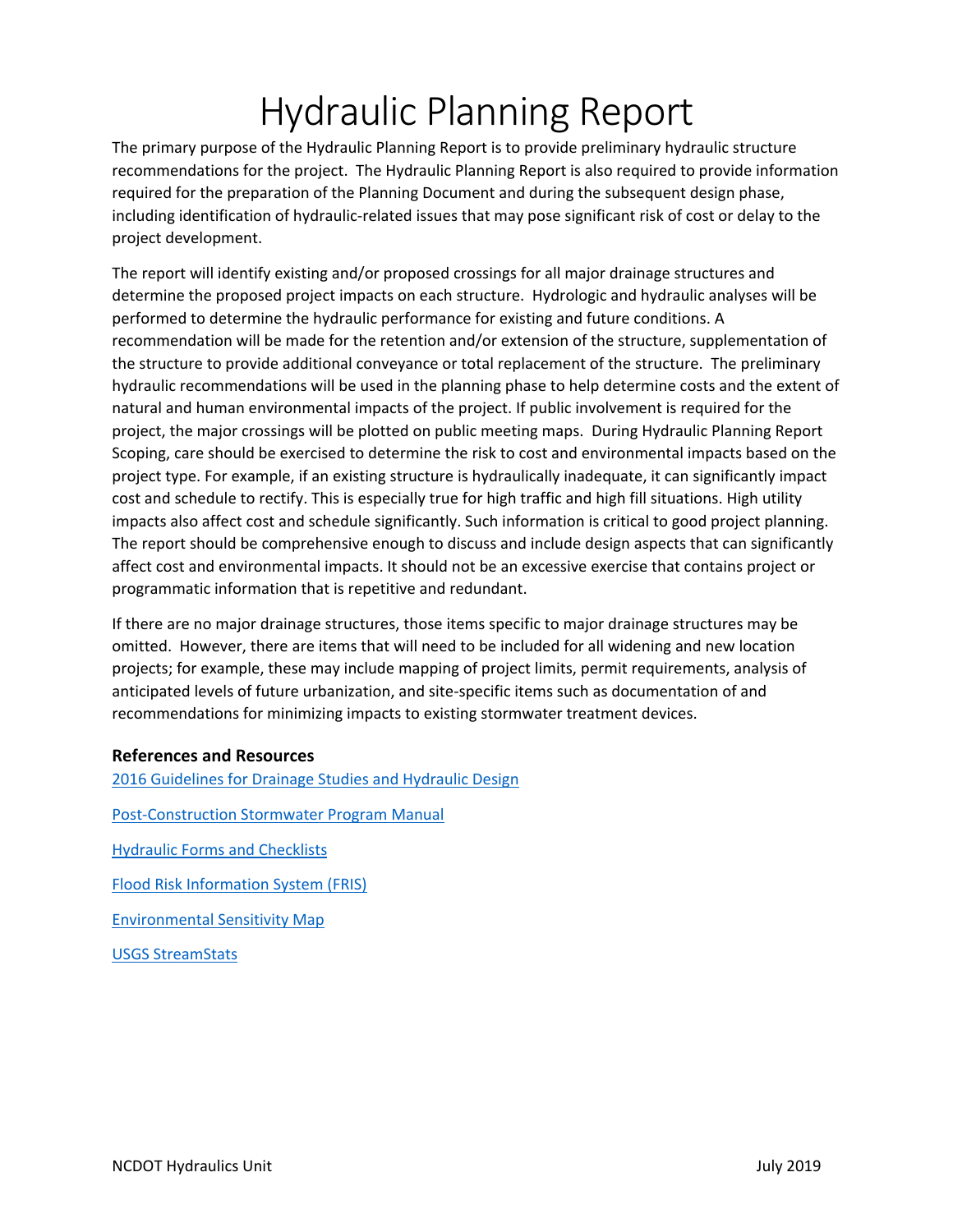# Hydraulic Planning Report

The primary purpose of the Hydraulic Planning Report is to provide preliminary hydraulic structure recommendations for the project. The Hydraulic Planning Report is also required to provide information required for the preparation of the Planning Document and during the subsequent design phase, including identification of hydraulic-related issues that may pose significant risk of cost or delay to the project development.

The report will identify existing and/or proposed crossings for all major drainage structures and determine the proposed project impacts on each structure. Hydrologic and hydraulic analyses will be performed to determine the hydraulic performance for existing and future conditions. A recommendation will be made for the retention and/or extension of the structure, supplementation of the structure to provide additional conveyance or total replacement of the structure. The preliminary hydraulic recommendations will be used in the planning phase to help determine costs and the extent of natural and human environmental impacts of the project. If public involvement is required for the project, the major crossings will be plotted on public meeting maps. During Hydraulic Planning Report Scoping, care should be exercised to determine the risk to cost and environmental impacts based on the project type. For example, if an existing structure is hydraulically inadequate, it can significantly impact cost and schedule to rectify. This is especially true for high traffic and high fill situations. High utility impacts also affect cost and schedule significantly. Such information is critical to good project planning. The report should be comprehensive enough to discuss and include design aspects that can significantly affect cost and environmental impacts. It should not be an excessive exercise that contains project or programmatic information that is repetitive and redundant.

If there are no major drainage structures, those items specific to major drainage structures may be omitted. However, there are items that will need to be included for all widening and new location projects; for example, these may include mapping of project limits, permit requirements, analysis of anticipated levels of future urbanization, and site-specific items such as documentation of and recommendations for minimizing impacts to existing stormwater treatment devices.

### References and Resources

2016 Guidelines for Drainage Studies and Hydraulic Design

Post-Construction Stormwater Program Manual

Hydraulic Forms and Checklists

Flood Risk Information System (FRIS)

Environmental Sensitivity Map

USGS StreamStats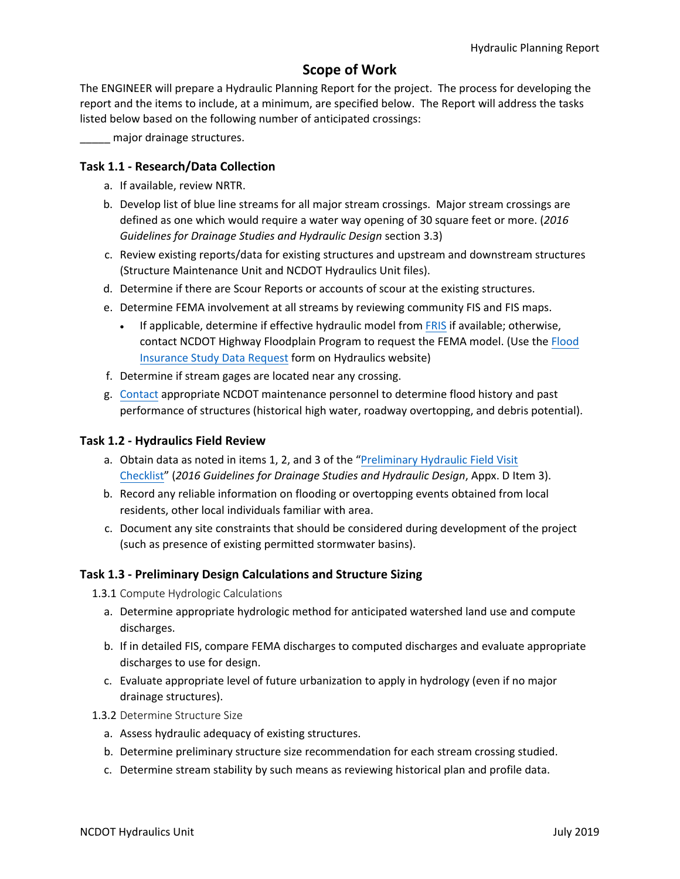# Scope of Work

The ENGINEER will prepare a Hydraulic Planning Report for the project. The process for developing the report and the items to include, at a minimum, are specified below. The Report will address the tasks listed below based on the following number of anticipated crossings:

_____ major drainage structures.

### Task 1.1 - Research/Data Collection

a. If available, review NRTR.
b. Develop list of blue line streams for all major stream crossings. Major stream crossings are defined as one which would require a water way opening of 30 square feet or more. (*2016 Guidelines for Drainage Studies and Hydraulic Design* section 3.3)
c. Review existing reports/data for existing structures and upstream and downstream structures (Structure Maintenance Unit and NCDOT Hydraulics Unit files).
d. Determine if there are Scour Reports or accounts of scour at the existing structures.
e. Determine FEMA involvement at all streams by reviewing community FIS and FIS maps.
   - If applicable, determine if effective hydraulic model from FRIS if available; otherwise, contact NCDOT Highway Floodplain Program to request the FEMA model. (Use the Flood Insurance Study Data Request form on Hydraulics website)
f. Determine if stream gages are located near any crossing.
g. Contact appropriate NCDOT maintenance personnel to determine flood history and past performance of structures (historical high water, roadway overtopping, and debris potential).

### Task 1.2 - Hydraulics Field Review

a. Obtain data as noted in items 1, 2, and 3 of the "Preliminary Hydraulic Field Visit Checklist" (*2016 Guidelines for Drainage Studies and Hydraulic Design*, Appx. D Item 3).
b. Record any reliable information on flooding or overtopping events obtained from local residents, other local individuals familiar with area.
c. Document any site constraints that should be considered during development of the project (such as presence of existing permitted stormwater basins).

### Task 1.3 - Preliminary Design Calculations and Structure Sizing

1.3.1 Compute Hydrologic Calculations

a. Determine appropriate hydrologic method for anticipated watershed land use and compute discharges.
b. If in detailed FIS, compare FEMA discharges to computed discharges and evaluate appropriate discharges to use for design.
c. Evaluate appropriate level of future urbanization to apply in hydrology (even if no major drainage structures).

1.3.2 Determine Structure Size

a. Assess hydraulic adequacy of existing structures.
b. Determine preliminary structure size recommendation for each stream crossing studied.
c. Determine stream stability by such means as reviewing historical plan and profile data.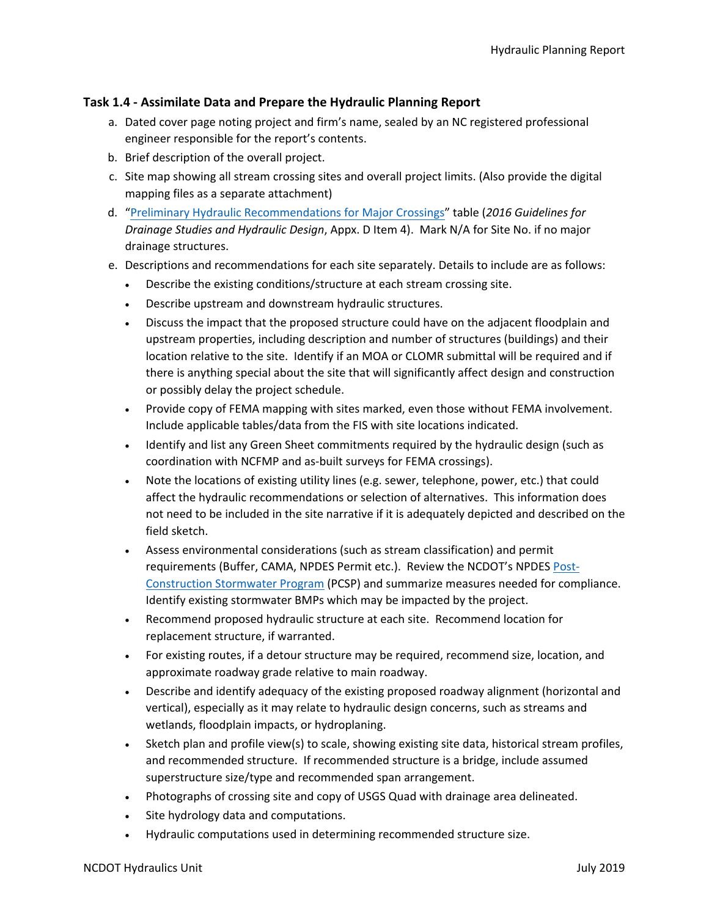### Task 1.4 - Assimilate Data and Prepare the Hydraulic Planning Report

a. Dated cover page noting project and firm's name, sealed by an NC registered professional engineer responsible for the report's contents.
b. Brief description of the overall project.
c. Site map showing all stream crossing sites and overall project limits. (Also provide the digital mapping files as a separate attachment)
d. "Preliminary Hydraulic Recommendations for Major Crossings" table (*2016 Guidelines for Drainage Studies and Hydraulic Design*, Appx. D Item 4). Mark N/A for Site No. if no major drainage structures.
e. Descriptions and recommendations for each site separately. Details to include are as follows:
   - Describe the existing conditions/structure at each stream crossing site.
   - Describe upstream and downstream hydraulic structures.
   - Discuss the impact that the proposed structure could have on the adjacent floodplain and upstream properties, including description and number of structures (buildings) and their location relative to the site. Identify if an MOA or CLOMR submittal will be required and if there is anything special about the site that will significantly affect design and construction or possibly delay the project schedule.
   - Provide copy of FEMA mapping with sites marked, even those without FEMA involvement. Include applicable tables/data from the FIS with site locations indicated.
   - Identify and list any Green Sheet commitments required by the hydraulic design (such as coordination with NCFMP and as-built surveys for FEMA crossings).
   - Note the locations of existing utility lines (e.g. sewer, telephone, power, etc.) that could affect the hydraulic recommendations or selection of alternatives. This information does not need to be included in the site narrative if it is adequately depicted and described on the field sketch.
   - Assess environmental considerations (such as stream classification) and permit requirements (Buffer, CAMA, NPDES Permit etc.). Review the NCDOT's NPDES Post-Construction Stormwater Program (PCSP) and summarize measures needed for compliance. Identify existing stormwater BMPs which may be impacted by the project.
   - Recommend proposed hydraulic structure at each site. Recommend location for replacement structure, if warranted.
   - For existing routes, if a detour structure may be required, recommend size, location, and approximate roadway grade relative to main roadway.
   - Describe and identify adequacy of the existing proposed roadway alignment (horizontal and vertical), especially as it may relate to hydraulic design concerns, such as streams and wetlands, floodplain impacts, or hydroplaning.
   - Sketch plan and profile view(s) to scale, showing existing site data, historical stream profiles, and recommended structure. If recommended structure is a bridge, include assumed superstructure size/type and recommended span arrangement.
   - Photographs of crossing site and copy of USGS Quad with drainage area delineated.
   - Site hydrology data and computations.
   - Hydraulic computations used in determining recommended structure size.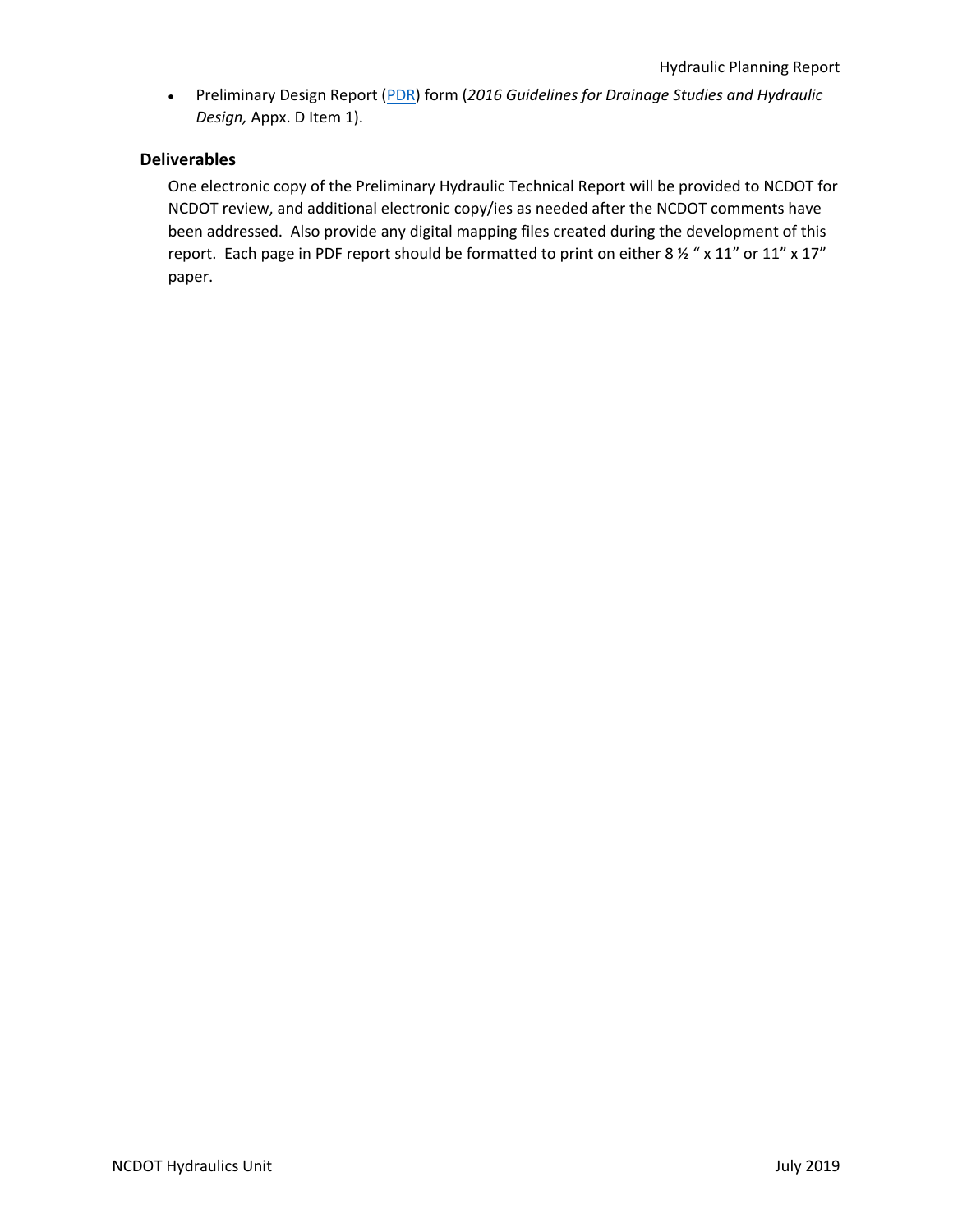- Preliminary Design Report (PDR) form (*2016 Guidelines for Drainage Studies and Hydraulic Design,* Appx. D Item 1).

### Deliverables

One electronic copy of the Preliminary Hydraulic Technical Report will be provided to NCDOT for NCDOT review, and additional electronic copy/ies as needed after the NCDOT comments have been addressed. Also provide any digital mapping files created during the development of this report. Each page in PDF report should be formatted to print on either 8 ½ " x 11" or 11" x 17" paper.